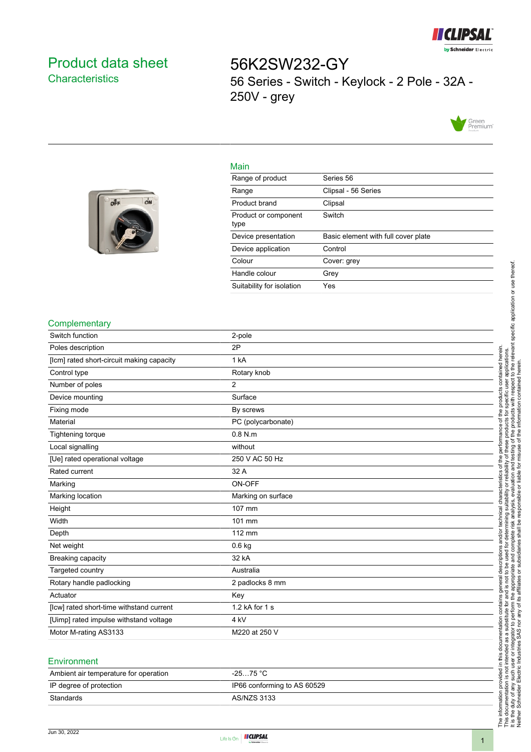# Product data sheet

## Characteristics

# 56K2SW232-GY

56 Series - Switch - Keylock - 2 Pole - 32A - 250V - grey

## Main

| | |
|---|---|
| Range of product | Series 56 |
| Range | Clipsal - 56 Series |
| Product brand | Clipsal |
| Product or component type | Switch |
| Device presentation | Basic element with full cover plate |
| Device application | Control |
| Colour | Cover: grey |
| Handle colour | Grey |
| Suitability for isolation | Yes |

## Complementary

| | |
|---|---|
| Switch function | 2-pole |
| Poles description | 2P |
| [Icm] rated short-circuit making capacity | 1 kA |
| Control type | Rotary knob |
| Number of poles | 2 |
| Device mounting | Surface |
| Fixing mode | By screws |
| Material | PC (polycarbonate) |
| Tightening torque | 0.8 N.m |
| Local signalling | without |
| [Ue] rated operational voltage | 250 V AC 50 Hz |
| Rated current | 32 A |
| Marking | ON-OFF |
| Marking location | Marking on surface |
| Height | 107 mm |
| Width | 101 mm |
| Depth | 112 mm |
| Net weight | 0.6 kg |
| Breaking capacity | 32 kA |
| Targeted country | Australia |
| Rotary handle padlocking | 2 padlocks 8 mm |
| Actuator | Key |
| [Icw] rated short-time withstand current | 1.2 kA for 1 s |
| [Uimp] rated impulse withstand voltage | 4 kV |
| Motor M-rating AS3133 | M220 at 250 V |

## Environment

| | |
|---|---|
| Ambient air temperature for operation | -25…75 °C |
| IP degree of protection | IP66 conforming to AS 60529 |
| Standards | AS/NZS 3133 |

The information provided in this documentation contains general descriptions and/or technical characteristics of the performance of the products contained herein. This documentation is not intended as a substitute for and is not to be used for determining suitability or reliability of these products for specific user applications. It is the duty of any such user or integrator to perform the appropriate and complete risk analysis, evaluation and testing of the products with respect to the relevant specific application or use thereof. Neither Schneider Electric Industries SAS nor any of its affiliates or subsidiaries shall be responsible or liable for misuse of the information contained herein.

Jun 30, 2022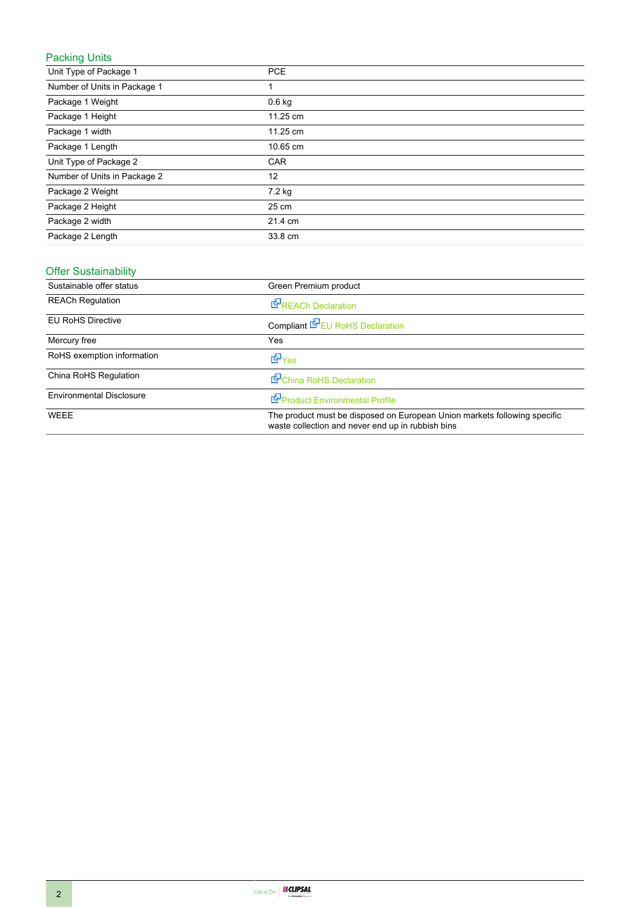## Packing Units

| | |
|---|---|
| Unit Type of Package 1 | PCE |
| Number of Units in Package 1 | 1 |
| Package 1 Weight | 0.6 kg |
| Package 1 Height | 11.25 cm |
| Package 1 width | 11.25 cm |
| Package 1 Length | 10.65 cm |
| Unit Type of Package 2 | CAR |
| Number of Units in Package 2 | 12 |
| Package 2 Weight | 7.2 kg |
| Package 2 Height | 25 cm |
| Package 2 width | 21.4 cm |
| Package 2 Length | 33.8 cm |

## Offer Sustainability

| | |
|---|---|
| Sustainable offer status | Green Premium product |
| REACh Regulation | REACh Declaration |
| EU RoHS Directive | Compliant EU RoHS Declaration |
| Mercury free | Yes |
| RoHS exemption information | Yes |
| China RoHS Regulation | China RoHS Declaration |
| Environmental Disclosure | Product Environmental Profile |
| WEEE | The product must be disposed on European Union markets following specific waste collection and never end up in rubbish bins |